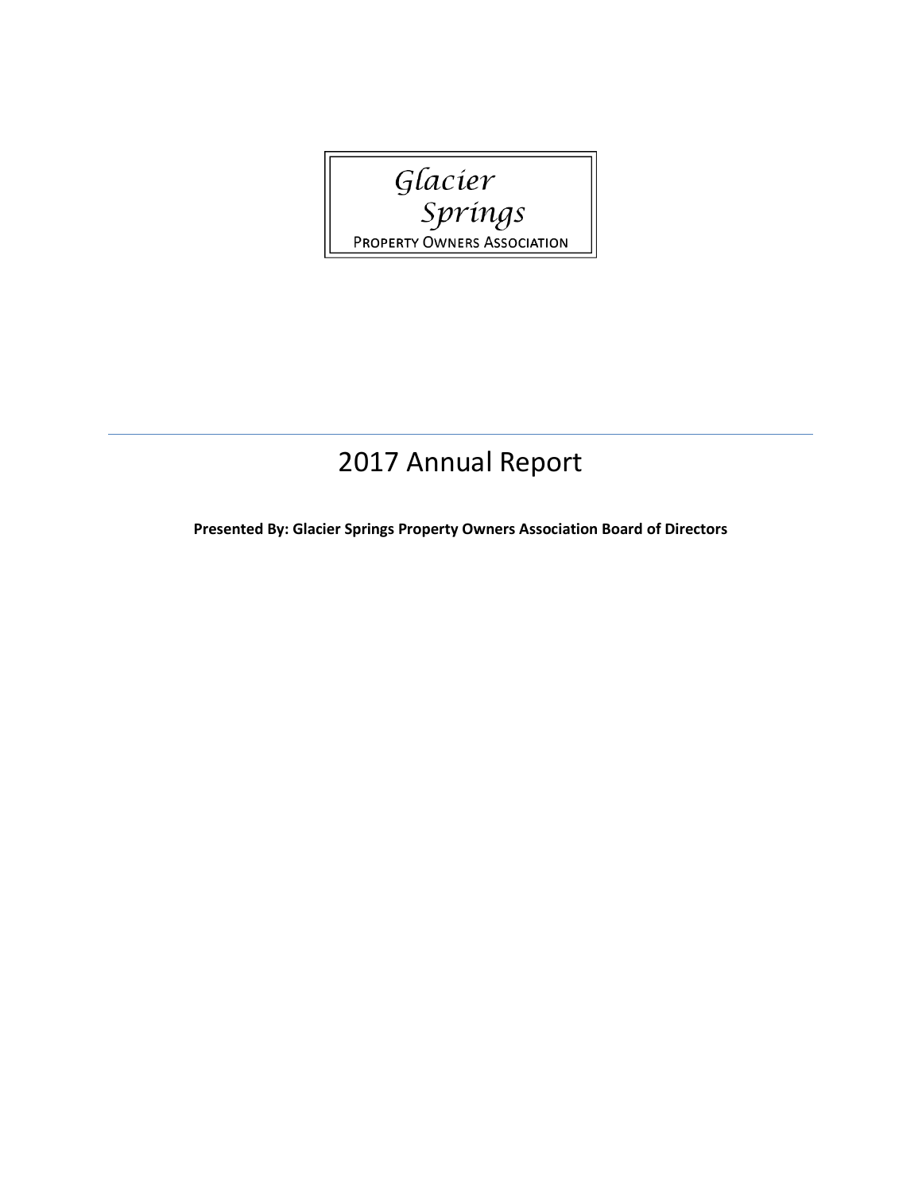Glacier
Springs
PROPERTY OWNERS ASSOCIATION

# 2017 Annual Report

**Presented By: Glacier Springs Property Owners Association Board of Directors**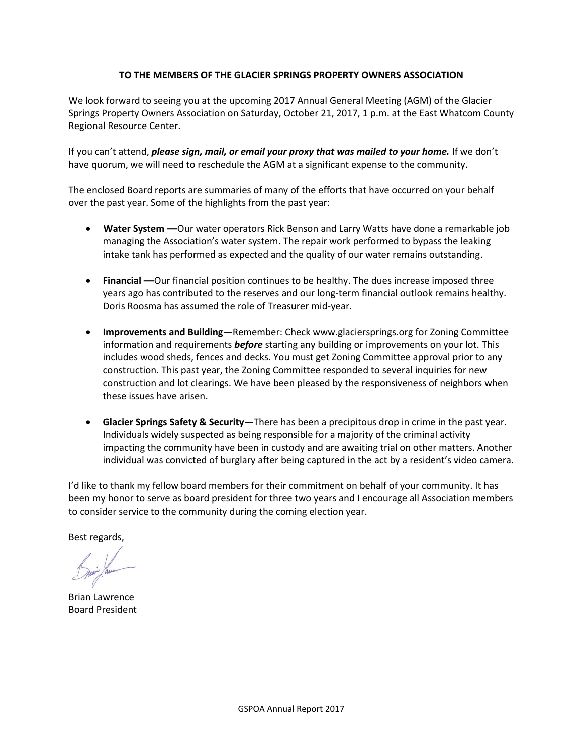**TO THE MEMBERS OF THE GLACIER SPRINGS PROPERTY OWNERS ASSOCIATION**

We look forward to seeing you at the upcoming 2017 Annual General Meeting (AGM) of the Glacier Springs Property Owners Association on Saturday, October 21, 2017, 1 p.m. at the East Whatcom County Regional Resource Center.

If you can't attend, ***please sign, mail, or email your proxy that was mailed to your home.*** If we don't have quorum, we will need to reschedule the AGM at a significant expense to the community.

The enclosed Board reports are summaries of many of the efforts that have occurred on your behalf over the past year. Some of the highlights from the past year:

- **Water System —**Our water operators Rick Benson and Larry Watts have done a remarkable job managing the Association's water system. The repair work performed to bypass the leaking intake tank has performed as expected and the quality of our water remains outstanding.

- **Financial —**Our financial position continues to be healthy. The dues increase imposed three years ago has contributed to the reserves and our long-term financial outlook remains healthy. Doris Roosma has assumed the role of Treasurer mid-year.

- **Improvements and Building**—Remember: Check www.glaciersprings.org for Zoning Committee information and requirements ***before*** starting any building or improvements on your lot. This includes wood sheds, fences and decks. You must get Zoning Committee approval prior to any construction. This past year, the Zoning Committee responded to several inquiries for new construction and lot clearings. We have been pleased by the responsiveness of neighbors when these issues have arisen.

- **Glacier Springs Safety & Security**—There has been a precipitous drop in crime in the past year. Individuals widely suspected as being responsible for a majority of the criminal activity impacting the community have been in custody and are awaiting trial on other matters. Another individual was convicted of burglary after being captured in the act by a resident's video camera.

I'd like to thank my fellow board members for their commitment on behalf of your community. It has been my honor to serve as board president for three two years and I encourage all Association members to consider service to the community during the coming election year.

Best regards,

Brian Lawrence
Board President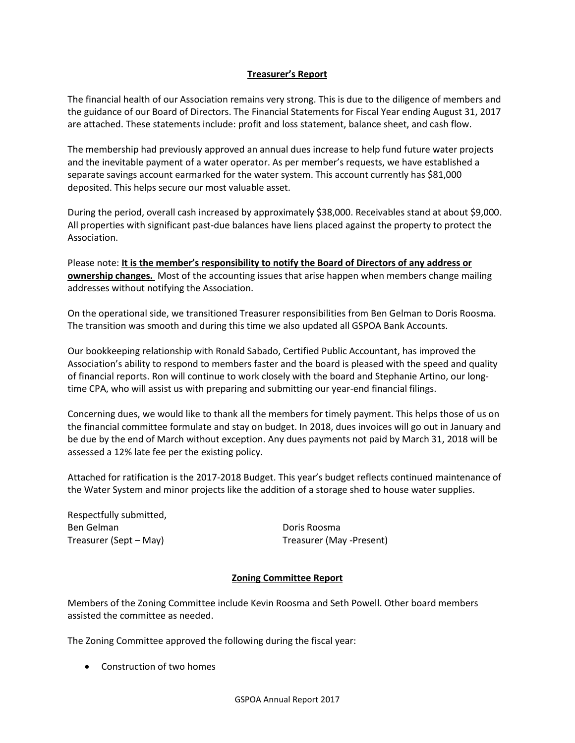## Treasurer's Report

The financial health of our Association remains very strong. This is due to the diligence of members and the guidance of our Board of Directors. The Financial Statements for Fiscal Year ending August 31, 2017 are attached. These statements include: profit and loss statement, balance sheet, and cash flow.

The membership had previously approved an annual dues increase to help fund future water projects and the inevitable payment of a water operator. As per member's requests, we have established a separate savings account earmarked for the water system. This account currently has $81,000 deposited. This helps secure our most valuable asset.

During the period, overall cash increased by approximately $38,000. Receivables stand at about $9,000. All properties with significant past-due balances have liens placed against the property to protect the Association.

Please note: **It is the member's responsibility to notify the Board of Directors of any address or ownership changes.** Most of the accounting issues that arise happen when members change mailing addresses without notifying the Association.

On the operational side, we transitioned Treasurer responsibilities from Ben Gelman to Doris Roosma. The transition was smooth and during this time we also updated all GSPOA Bank Accounts.

Our bookkeeping relationship with Ronald Sabado, Certified Public Accountant, has improved the Association's ability to respond to members faster and the board is pleased with the speed and quality of financial reports. Ron will continue to work closely with the board and Stephanie Artino, our long-time CPA, who will assist us with preparing and submitting our year-end financial filings.

Concerning dues, we would like to thank all the members for timely payment. This helps those of us on the financial committee formulate and stay on budget. In 2018, dues invoices will go out in January and be due by the end of March without exception. Any dues payments not paid by March 31, 2018 will be assessed a 12% late fee per the existing policy.

Attached for ratification is the 2017-2018 Budget. This year's budget reflects continued maintenance of the Water System and minor projects like the addition of a storage shed to house water supplies.

Respectfully submitted,

Ben Gelman
Treasurer (Sept – May)

Doris Roosma
Treasurer (May -Present)

## Zoning Committee Report

Members of the Zoning Committee include Kevin Roosma and Seth Powell. Other board members assisted the committee as needed.

The Zoning Committee approved the following during the fiscal year:

- Construction of two homes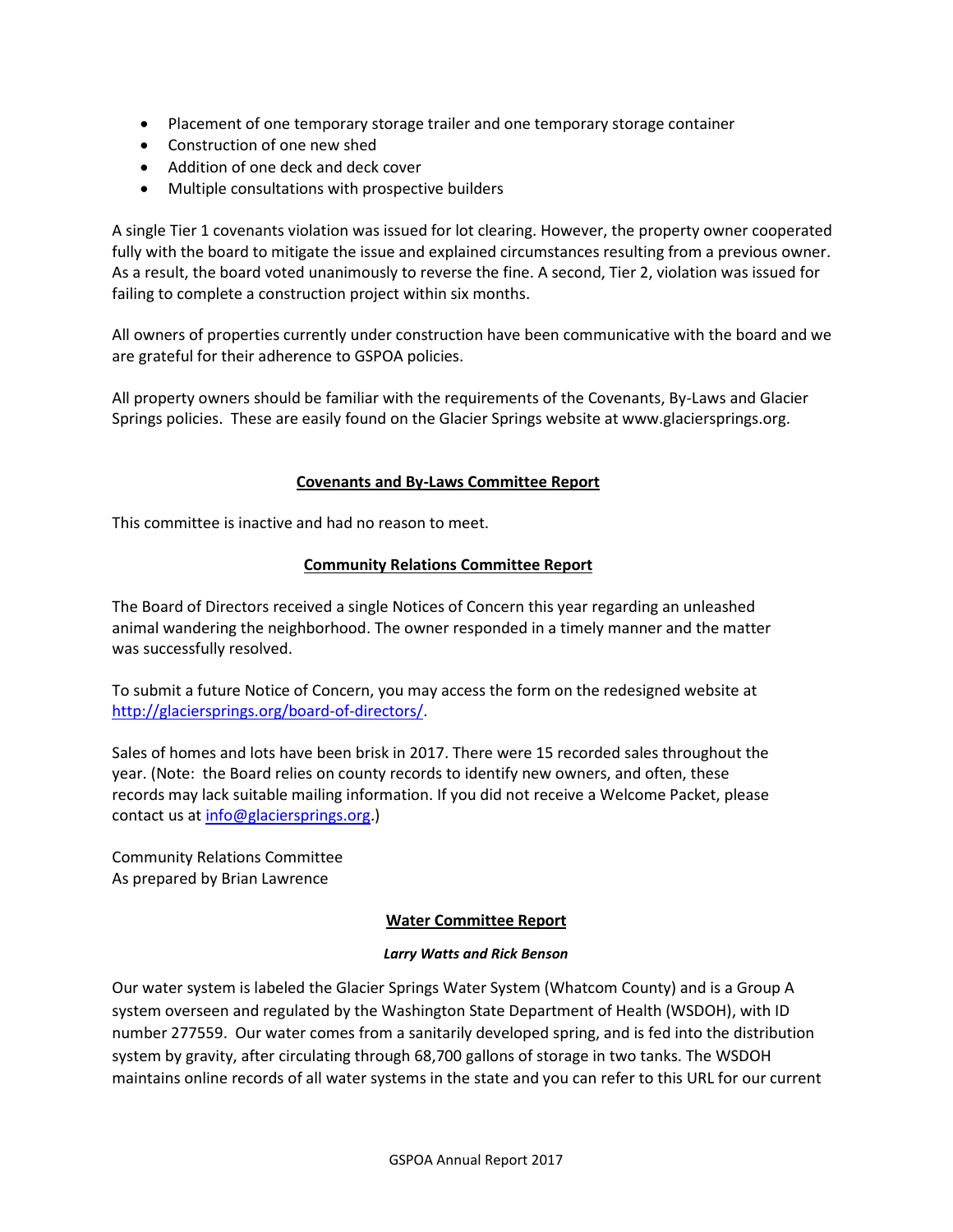- Placement of one temporary storage trailer and one temporary storage container
- Construction of one new shed
- Addition of one deck and deck cover
- Multiple consultations with prospective builders

A single Tier 1 covenants violation was issued for lot clearing. However, the property owner cooperated fully with the board to mitigate the issue and explained circumstances resulting from a previous owner. As a result, the board voted unanimously to reverse the fine. A second, Tier 2, violation was issued for failing to complete a construction project within six months.

All owners of properties currently under construction have been communicative with the board and we are grateful for their adherence to GSPOA policies.

All property owners should be familiar with the requirements of the Covenants, By-Laws and Glacier Springs policies. These are easily found on the Glacier Springs website at www.glaciersprings.org.

## Covenants and By-Laws Committee Report

This committee is inactive and had no reason to meet.

## Community Relations Committee Report

The Board of Directors received a single Notices of Concern this year regarding an unleashed animal wandering the neighborhood. The owner responded in a timely manner and the matter was successfully resolved.

To submit a future Notice of Concern, you may access the form on the redesigned website at http://glaciersprings.org/board-of-directors/.

Sales of homes and lots have been brisk in 2017. There were 15 recorded sales throughout the year. (Note: the Board relies on county records to identify new owners, and often, these records may lack suitable mailing information. If you did not receive a Welcome Packet, please contact us at info@glaciersprings.org.)

Community Relations Committee
As prepared by Brian Lawrence

## Water Committee Report

***Larry Watts and Rick Benson***

Our water system is labeled the Glacier Springs Water System (Whatcom County) and is a Group A system overseen and regulated by the Washington State Department of Health (WSDOH), with ID number 277559. Our water comes from a sanitarily developed spring, and is fed into the distribution system by gravity, after circulating through 68,700 gallons of storage in two tanks. The WSDOH maintains online records of all water systems in the state and you can refer to this URL for our current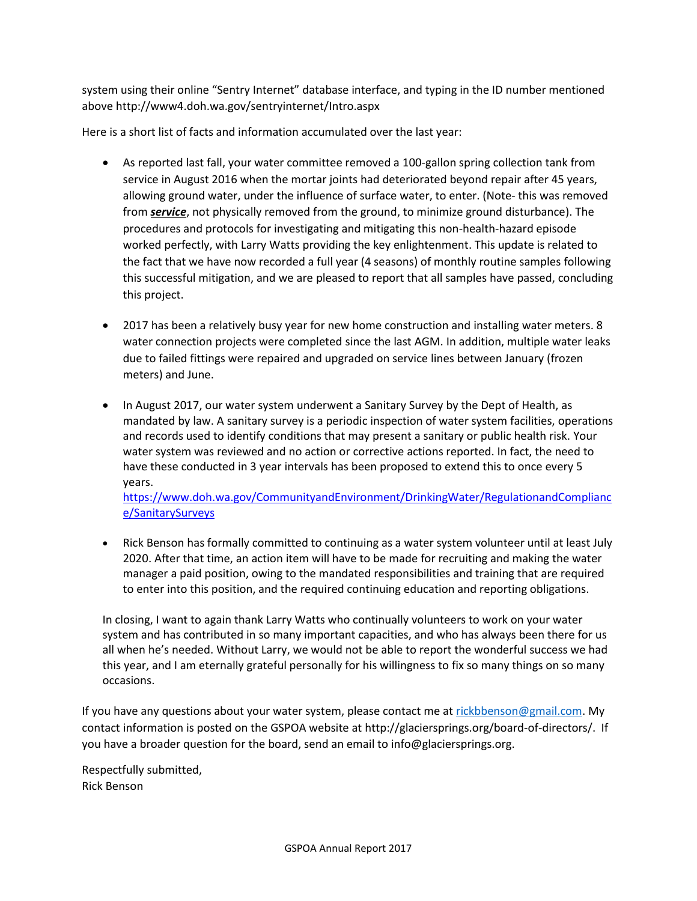system using their online "Sentry Internet" database interface, and typing in the ID number mentioned above http://www4.doh.wa.gov/sentryinternet/Intro.aspx

Here is a short list of facts and information accumulated over the last year:

- As reported last fall, your water committee removed a 100-gallon spring collection tank from service in August 2016 when the mortar joints had deteriorated beyond repair after 45 years, allowing ground water, under the influence of surface water, to enter. (Note- this was removed from ***service***, not physically removed from the ground, to minimize ground disturbance). The procedures and protocols for investigating and mitigating this non-health-hazard episode worked perfectly, with Larry Watts providing the key enlightenment. This update is related to the fact that we have now recorded a full year (4 seasons) of monthly routine samples following this successful mitigation, and we are pleased to report that all samples have passed, concluding this project.

- 2017 has been a relatively busy year for new home construction and installing water meters. 8 water connection projects were completed since the last AGM. In addition, multiple water leaks due to failed fittings were repaired and upgraded on service lines between January (frozen meters) and June.

- In August 2017, our water system underwent a Sanitary Survey by the Dept of Health, as mandated by law. A sanitary survey is a periodic inspection of water system facilities, operations and records used to identify conditions that may present a sanitary or public health risk. Your water system was reviewed and no action or corrective actions reported. In fact, the need to have these conducted in 3 year intervals has been proposed to extend this to once every 5 years.
https://www.doh.wa.gov/CommunityandEnvironment/DrinkingWater/RegulationandCompliance/SanitarySurveys

- Rick Benson has formally committed to continuing as a water system volunteer until at least July 2020. After that time, an action item will have to be made for recruiting and making the water manager a paid position, owing to the mandated responsibilities and training that are required to enter into this position, and the required continuing education and reporting obligations.

In closing, I want to again thank Larry Watts who continually volunteers to work on your water system and has contributed in so many important capacities, and who has always been there for us all when he's needed. Without Larry, we would not be able to report the wonderful success we had this year, and I am eternally grateful personally for his willingness to fix so many things on so many occasions.

If you have any questions about your water system, please contact me at rickbbenson@gmail.com. My contact information is posted on the GSPOA website at http://glaciersprings.org/board-of-directors/. If you have a broader question for the board, send an email to info@glaciersprings.org.

Respectfully submitted,
Rick Benson